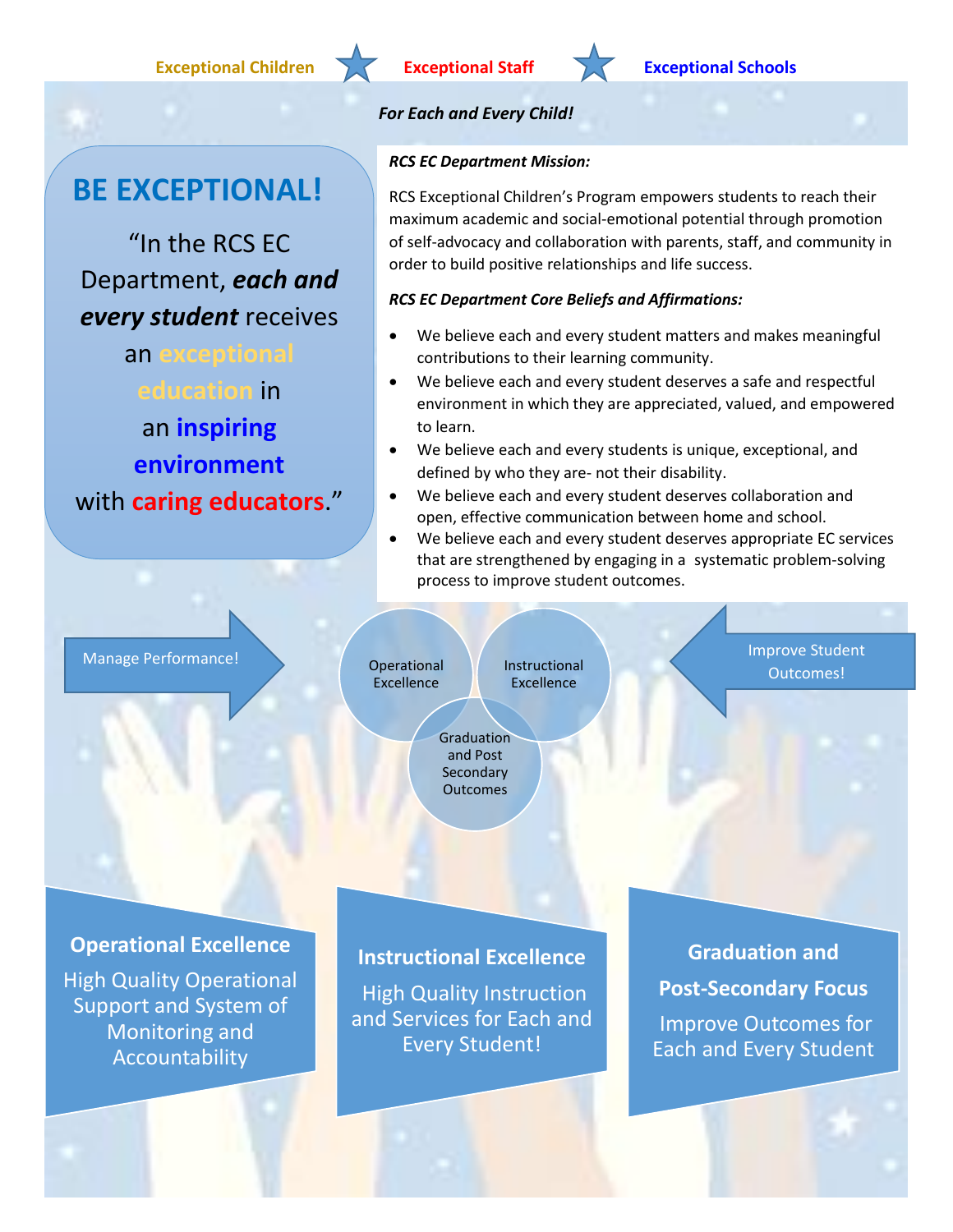Exceptional Children ★ Exceptional Staff ★ Exceptional Schools

***For Each and Every Child!***

# BE EXCEPTIONAL!

"In the RCS EC Department, ***each and every student*** receives an **exceptional education** in an **inspiring environment** with **caring educators**."

***RCS EC Department Mission:***

RCS Exceptional Children's Program empowers students to reach their maximum academic and social-emotional potential through promotion of self-advocacy and collaboration with parents, staff, and community in order to build positive relationships and life success.

***RCS EC Department Core Beliefs and Affirmations:***

- We believe each and every student matters and makes meaningful contributions to their learning community.
- We believe each and every student deserves a safe and respectful environment in which they are appreciated, valued, and empowered to learn.
- We believe each and every students is unique, exceptional, and defined by who they are- not their disability.
- We believe each and every student deserves collaboration and open, effective communication between home and school.
- We believe each and every student deserves appropriate EC services that are strengthened by engaging in a systematic problem-solving process to improve student outcomes.

Manage Performance!

Operational Excellence

Instructional Excellence

Graduation and Post Secondary Outcomes

Improve Student Outcomes!

**Operational Excellence**

High Quality Operational Support and System of Monitoring and Accountability

**Instructional Excellence**

High Quality Instruction and Services for Each and Every Student!

**Graduation and Post-Secondary Focus**

Improve Outcomes for Each and Every Student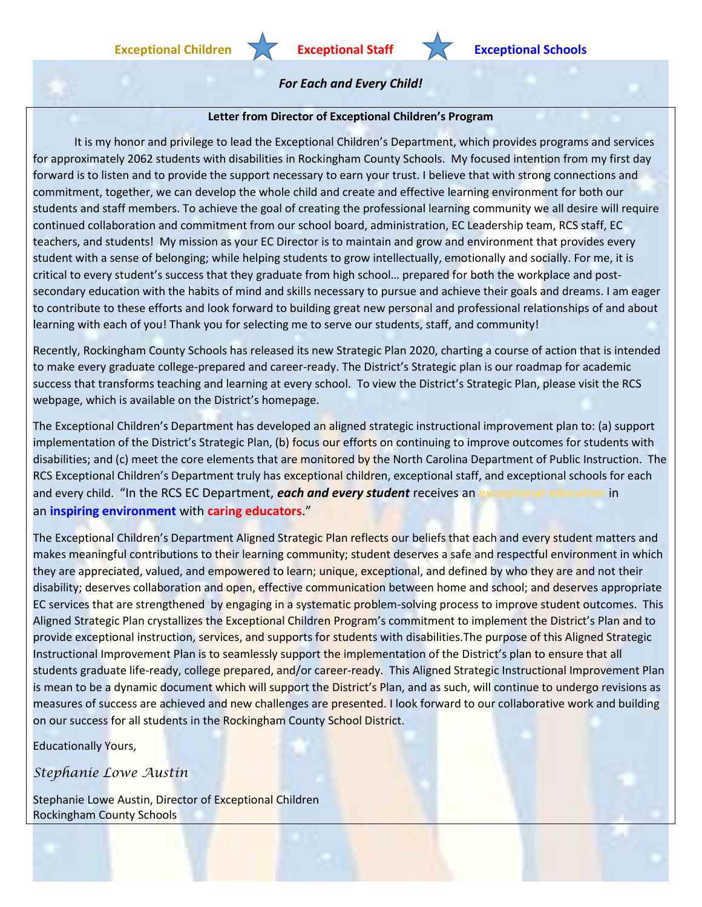**Exceptional Children** ★ **Exceptional Staff** ★ **Exceptional Schools**

***For Each and Every Child!***

**Letter from Director of Exceptional Children's Program**

It is my honor and privilege to lead the Exceptional Children's Department, which provides programs and services for approximately 2062 students with disabilities in Rockingham County Schools. My focused intention from my first day forward is to listen and to provide the support necessary to earn your trust. I believe that with strong connections and commitment, together, we can develop the whole child and create and effective learning environment for both our students and staff members. To achieve the goal of creating the professional learning community we all desire will require continued collaboration and commitment from our school board, administration, EC Leadership team, RCS staff, EC teachers, and students! My mission as your EC Director is to maintain and grow and environment that provides every student with a sense of belonging; while helping students to grow intellectually, emotionally and socially. For me, it is critical to every student's success that they graduate from high school… prepared for both the workplace and post-secondary education with the habits of mind and skills necessary to pursue and achieve their goals and dreams. I am eager to contribute to these efforts and look forward to building great new personal and professional relationships of and about learning with each of you! Thank you for selecting me to serve our students, staff, and community!

Recently, Rockingham County Schools has released its new Strategic Plan 2020, charting a course of action that is intended to make every graduate college-prepared and career-ready. The District's Strategic plan is our roadmap for academic success that transforms teaching and learning at every school. To view the District's Strategic Plan, please visit the RCS webpage, which is available on the District's homepage.

The Exceptional Children's Department has developed an aligned strategic instructional improvement plan to: (a) support implementation of the District's Strategic Plan, (b) focus our efforts on continuing to improve outcomes for students with disabilities; and (c) meet the core elements that are monitored by the North Carolina Department of Public Instruction. The RCS Exceptional Children's Department truly has exceptional children, exceptional staff, and exceptional schools for each and every child. "In the RCS EC Department, ***each and every student*** receives an **exceptional education** in an **inspiring environment** with **caring educators**."

The Exceptional Children's Department Aligned Strategic Plan reflects our beliefs that each and every student matters and makes meaningful contributions to their learning community; student deserves a safe and respectful environment in which they are appreciated, valued, and empowered to learn; unique, exceptional, and defined by who they are and not their disability; deserves collaboration and open, effective communication between home and school; and deserves appropriate EC services that are strengthened by engaging in a systematic problem-solving process to improve student outcomes. This Aligned Strategic Plan crystallizes the Exceptional Children Program's commitment to implement the District's Plan and to provide exceptional instruction, services, and supports for students with disabilities.The purpose of this Aligned Strategic Instructional Improvement Plan is to seamlessly support the implementation of the District's plan to ensure that all students graduate life-ready, college prepared, and/or career-ready. This Aligned Strategic Instructional Improvement Plan is mean to be a dynamic document which will support the District's Plan, and as such, will continue to undergo revisions as measures of success are achieved and new challenges are presented. I look forward to our collaborative work and building on our success for all students in the Rockingham County School District.

Educationally Yours,

*Stephanie Lowe Austin*

Stephanie Lowe Austin, Director of Exceptional Children
Rockingham County Schools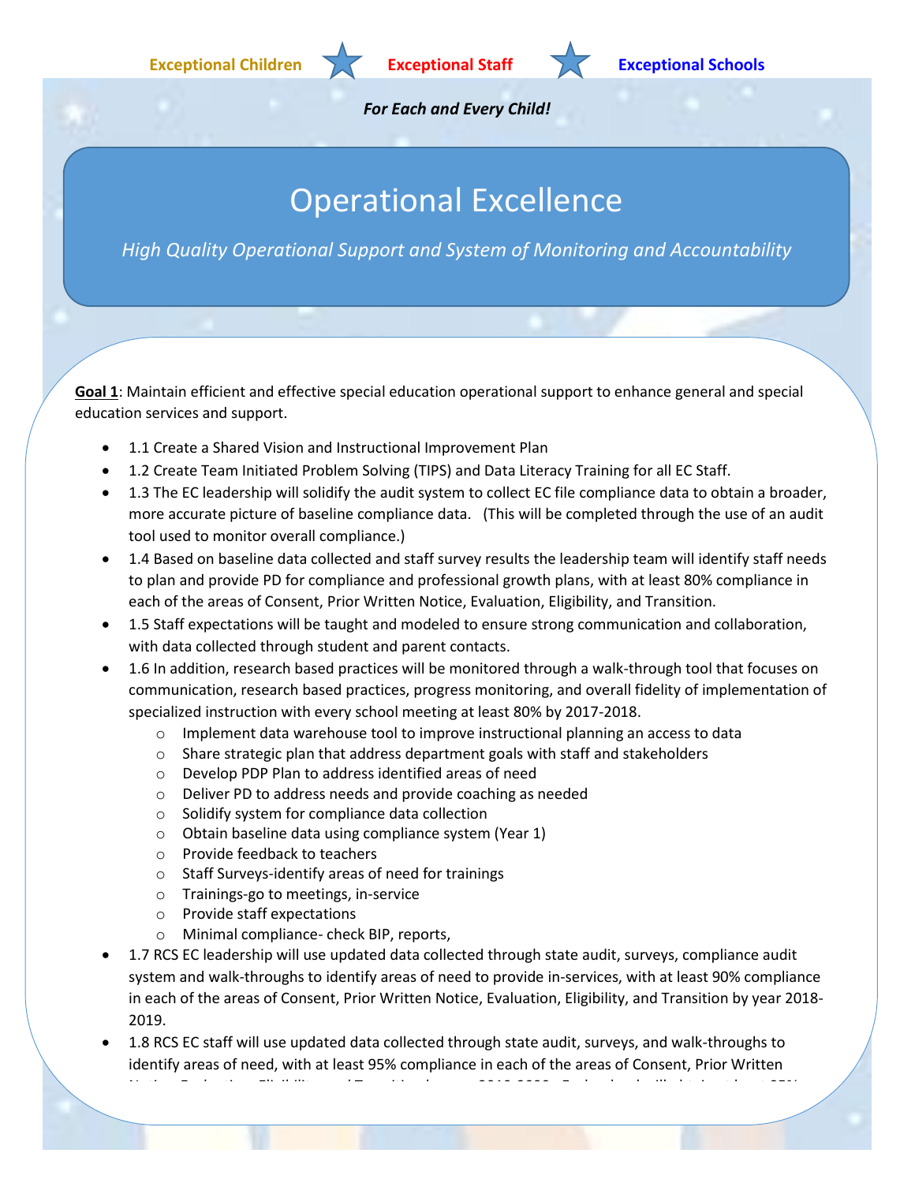Exceptional Children ★ Exceptional Staff ★ Exceptional Schools

***For Each and Every Child!***

# Operational Excellence

*High Quality Operational Support and System of Monitoring and Accountability*

**Goal 1**: Maintain efficient and effective special education operational support to enhance general and special education services and support.

- 1.1 Create a Shared Vision and Instructional Improvement Plan
- 1.2 Create Team Initiated Problem Solving (TIPS) and Data Literacy Training for all EC Staff.
- 1.3 The EC leadership will solidify the audit system to collect EC file compliance data to obtain a broader, more accurate picture of baseline compliance data. (This will be completed through the use of an audit tool used to monitor overall compliance.)
- 1.4 Based on baseline data collected and staff survey results the leadership team will identify staff needs to plan and provide PD for compliance and professional growth plans, with at least 80% compliance in each of the areas of Consent, Prior Written Notice, Evaluation, Eligibility, and Transition.
- 1.5 Staff expectations will be taught and modeled to ensure strong communication and collaboration, with data collected through student and parent contacts.
- 1.6 In addition, research based practices will be monitored through a walk-through tool that focuses on communication, research based practices, progress monitoring, and overall fidelity of implementation of specialized instruction with every school meeting at least 80% by 2017-2018.
    - Implement data warehouse tool to improve instructional planning an access to data
    - Share strategic plan that address department goals with staff and stakeholders
    - Develop PDP Plan to address identified areas of need
    - Deliver PD to address needs and provide coaching as needed
    - Solidify system for compliance data collection
    - Obtain baseline data using compliance system (Year 1)
    - Provide feedback to teachers
    - Staff Surveys-identify areas of need for trainings
    - Trainings-go to meetings, in-service
    - Provide staff expectations
    - Minimal compliance- check BIP, reports,
- 1.7 RCS EC leadership will use updated data collected through state audit, surveys, compliance audit system and walk-throughs to identify areas of need to provide in-services, with at least 90% compliance in each of the areas of Consent, Prior Written Notice, Evaluation, Eligibility, and Transition by year 2018-2019.
- 1.8 RCS EC staff will use updated data collected through state audit, surveys, and walk-throughs to identify areas of need, with at least 95% compliance in each of the areas of Consent, Prior Written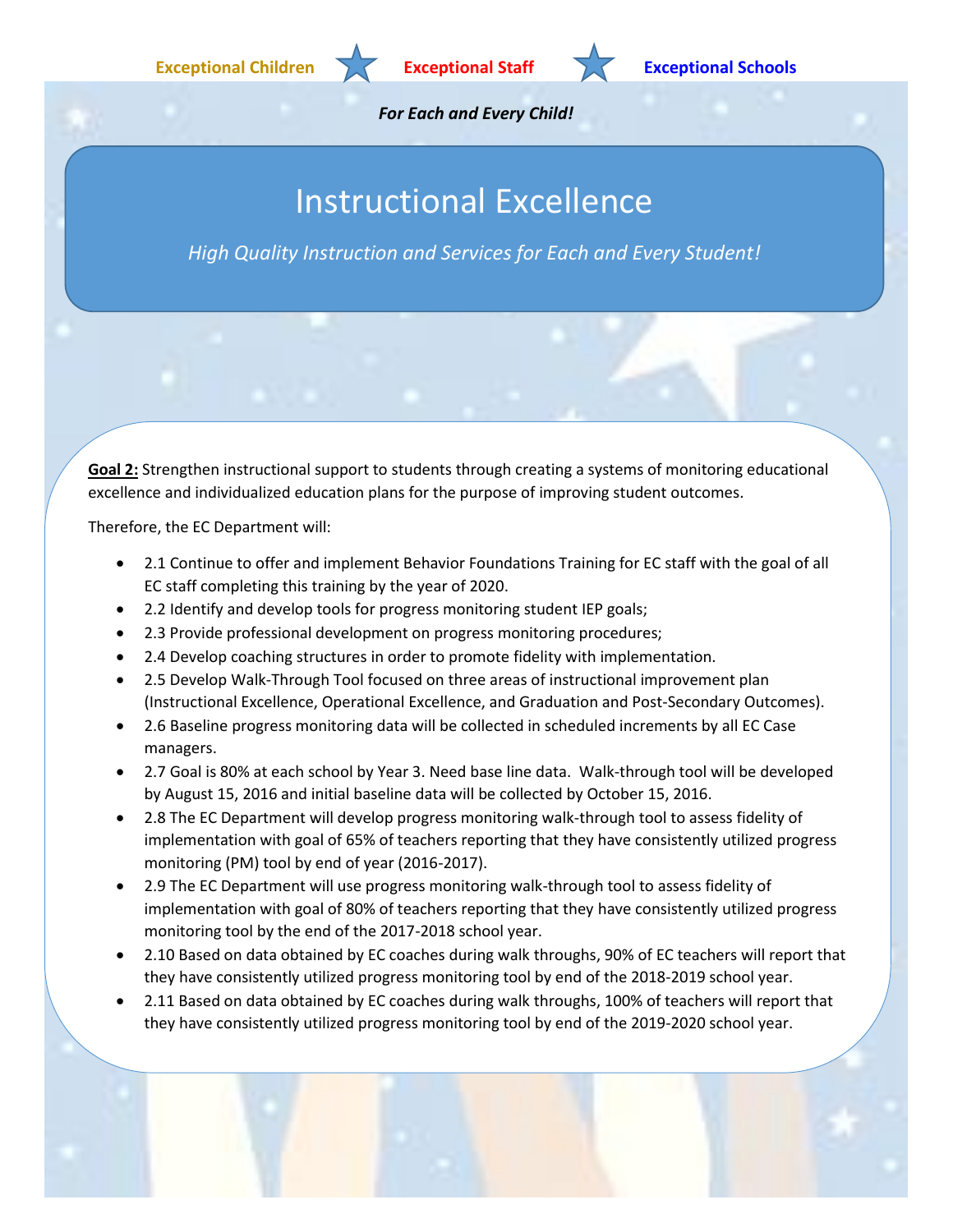**Exceptional Children** ★ **Exceptional Staff** ★ **Exceptional Schools**

***For Each and Every Child!***

# Instructional Excellence

*High Quality Instruction and Services for Each and Every Student!*

**Goal 2:** Strengthen instructional support to students through creating a systems of monitoring educational excellence and individualized education plans for the purpose of improving student outcomes.

Therefore, the EC Department will:

- 2.1 Continue to offer and implement Behavior Foundations Training for EC staff with the goal of all EC staff completing this training by the year of 2020.
- 2.2 Identify and develop tools for progress monitoring student IEP goals;
- 2.3 Provide professional development on progress monitoring procedures;
- 2.4 Develop coaching structures in order to promote fidelity with implementation.
- 2.5 Develop Walk-Through Tool focused on three areas of instructional improvement plan (Instructional Excellence, Operational Excellence, and Graduation and Post-Secondary Outcomes).
- 2.6 Baseline progress monitoring data will be collected in scheduled increments by all EC Case managers.
- 2.7 Goal is 80% at each school by Year 3. Need base line data. Walk-through tool will be developed by August 15, 2016 and initial baseline data will be collected by October 15, 2016.
- 2.8 The EC Department will develop progress monitoring walk-through tool to assess fidelity of implementation with goal of 65% of teachers reporting that they have consistently utilized progress monitoring (PM) tool by end of year (2016-2017).
- 2.9 The EC Department will use progress monitoring walk-through tool to assess fidelity of implementation with goal of 80% of teachers reporting that they have consistently utilized progress monitoring tool by the end of the 2017-2018 school year.
- 2.10 Based on data obtained by EC coaches during walk throughs, 90% of EC teachers will report that they have consistently utilized progress monitoring tool by end of the 2018-2019 school year.
- 2.11 Based on data obtained by EC coaches during walk throughs, 100% of teachers will report that they have consistently utilized progress monitoring tool by end of the 2019-2020 school year.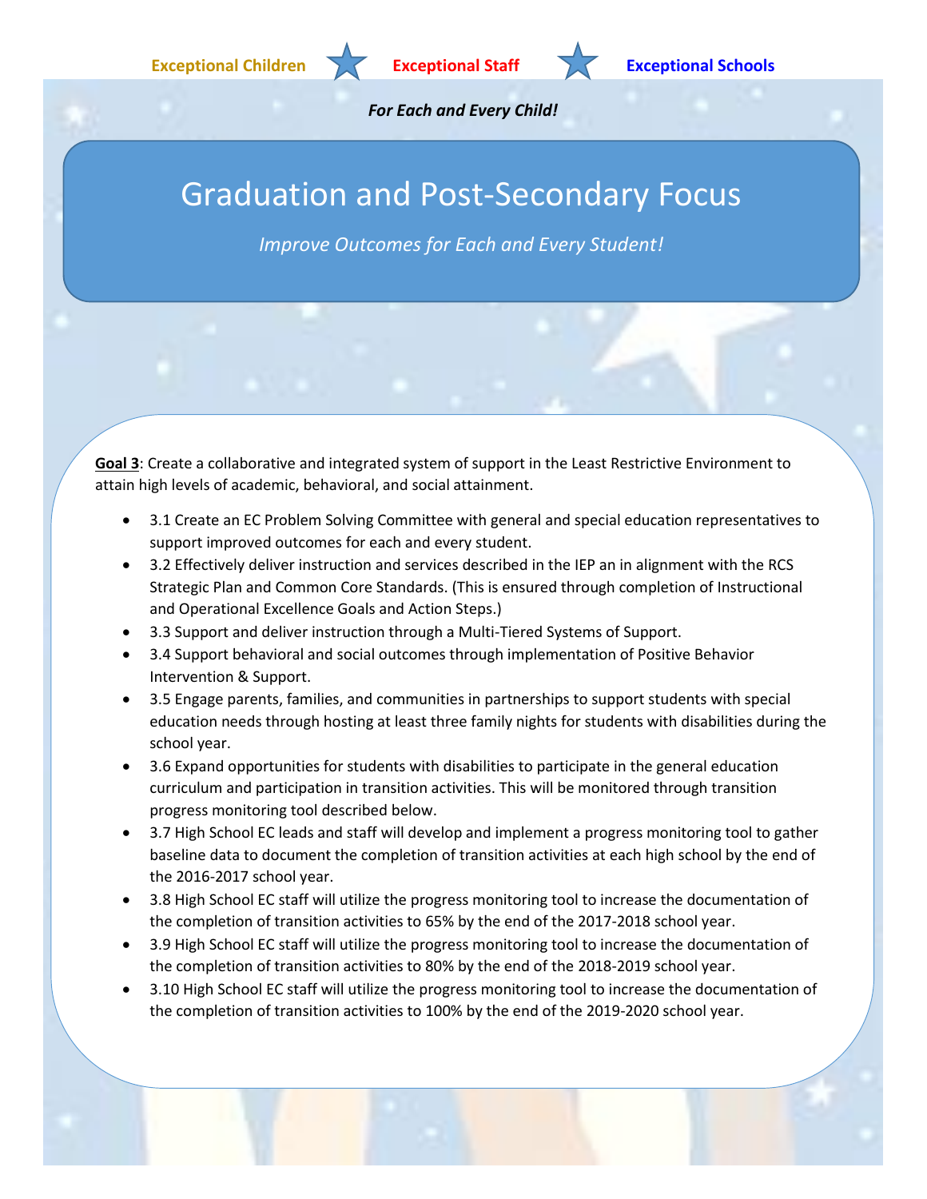**Exceptional Children** ★ **Exceptional Staff** ★ **Exceptional Schools**

***For Each and Every Child!***

# Graduation and Post-Secondary Focus

*Improve Outcomes for Each and Every Student!*

**Goal 3**: Create a collaborative and integrated system of support in the Least Restrictive Environment to attain high levels of academic, behavioral, and social attainment.

- 3.1 Create an EC Problem Solving Committee with general and special education representatives to support improved outcomes for each and every student.
- 3.2 Effectively deliver instruction and services described in the IEP an in alignment with the RCS Strategic Plan and Common Core Standards. (This is ensured through completion of Instructional and Operational Excellence Goals and Action Steps.)
- 3.3 Support and deliver instruction through a Multi-Tiered Systems of Support.
- 3.4 Support behavioral and social outcomes through implementation of Positive Behavior Intervention & Support.
- 3.5 Engage parents, families, and communities in partnerships to support students with special education needs through hosting at least three family nights for students with disabilities during the school year.
- 3.6 Expand opportunities for students with disabilities to participate in the general education curriculum and participation in transition activities. This will be monitored through transition progress monitoring tool described below.
- 3.7 High School EC leads and staff will develop and implement a progress monitoring tool to gather baseline data to document the completion of transition activities at each high school by the end of the 2016-2017 school year.
- 3.8 High School EC staff will utilize the progress monitoring tool to increase the documentation of the completion of transition activities to 65% by the end of the 2017-2018 school year.
- 3.9 High School EC staff will utilize the progress monitoring tool to increase the documentation of the completion of transition activities to 80% by the end of the 2018-2019 school year.
- 3.10 High School EC staff will utilize the progress monitoring tool to increase the documentation of the completion of transition activities to 100% by the end of the 2019-2020 school year.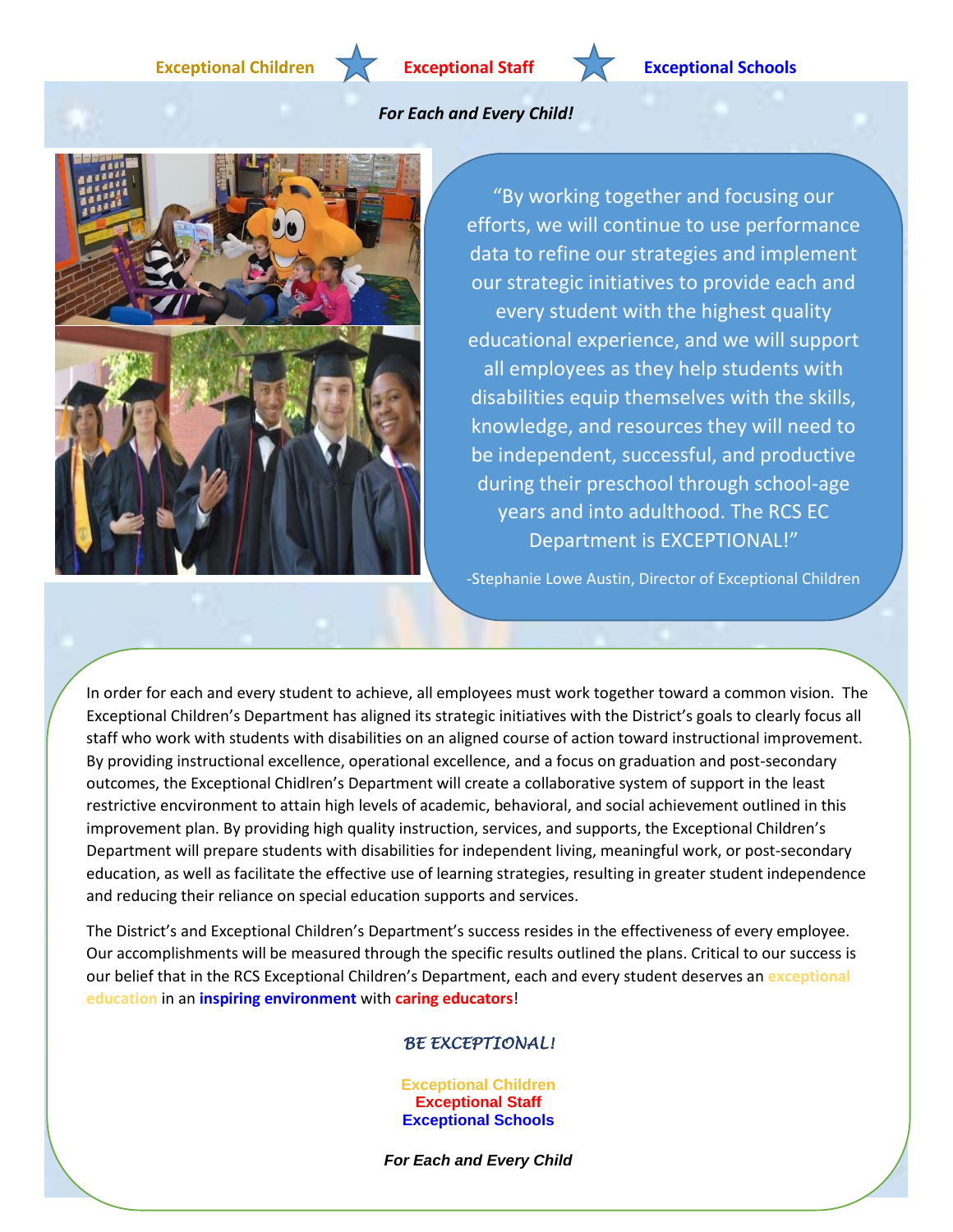**Exceptional Children** ★ **Exceptional Staff** ★ **Exceptional Schools**

***For Each and Every Child!***

"By working together and focusing our efforts, we will continue to use performance data to refine our strategies and implement our strategic initiatives to provide each and every student with the highest quality educational experience, and we will support all employees as they help students with disabilities equip themselves with the skills, knowledge, and resources they will need to be independent, successful, and productive during their preschool through school-age years and into adulthood. The RCS EC Department is EXCEPTIONAL!"

-Stephanie Lowe Austin, Director of Exceptional Children

In order for each and every student to achieve, all employees must work together toward a common vision. The Exceptional Children's Department has aligned its strategic initiatives with the District's goals to clearly focus all staff who work with students with disabilities on an aligned course of action toward instructional improvement. By providing instructional excellence, operational excellence, and a focus on graduation and post-secondary outcomes, the Exceptional Chidlren's Department will create a collaborative system of support in the least restrictive encvironment to attain high levels of academic, behavioral, and social achievement outlined in this improvement plan. By providing high quality instruction, services, and supports, the Exceptional Children's Department will prepare students with disabilities for independent living, meaningful work, or post-secondary education, as well as facilitate the effective use of learning strategies, resulting in greater student independence and reducing their reliance on special education supports and services.

The District's and Exceptional Children's Department's success resides in the effectiveness of every employee. Our accomplishments will be measured through the specific results outlined the plans. Critical to our success is our belief that in the RCS Exceptional Children's Department, each and every student deserves an **exceptional education** in an **inspiring environment** with **caring educators**!

***BE EXCEPTIONAL!***

**Exceptional Children**
**Exceptional Staff**
**Exceptional Schools**

***For Each and Every Child***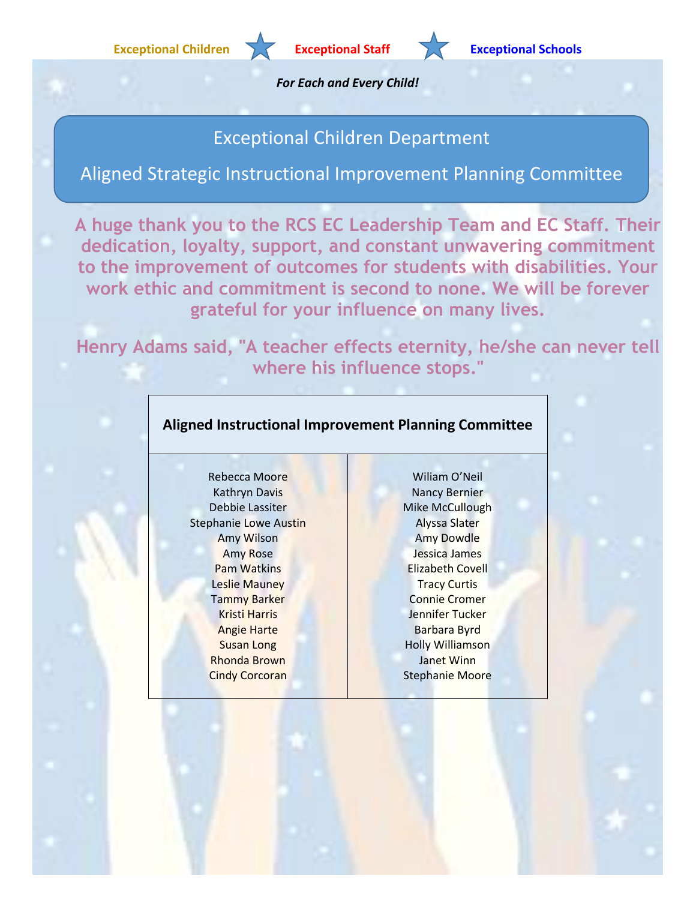**Exceptional Children** ★ **Exceptional Staff** ★ **Exceptional Schools**

***For Each and Every Child!***

# Exceptional Children Department

## Aligned Strategic Instructional Improvement Planning Committee

**A huge thank you to the RCS EC Leadership Team and EC Staff. Their dedication, loyalty, support, and constant unwavering commitment to the improvement of outcomes for students with disabilities. Your work ethic and commitment is second to none. We will be forever grateful for your influence on many lives.**

**Henry Adams said, "A teacher effects eternity, he/she can never tell where his influence stops."**

| **Aligned Instructional Improvement Planning Committee** | |
|---|---|
| Rebecca Moore | Wiliam O'Neil |
| Kathryn Davis | Nancy Bernier |
| Debbie Lassiter | Mike McCullough |
| Stephanie Lowe Austin | Alyssa Slater |
| Amy Wilson | Amy Dowdle |
| Amy Rose | Jessica James |
| Pam Watkins | Elizabeth Covell |
| Leslie Mauney | Tracy Curtis |
| Tammy Barker | Connie Cromer |
| Kristi Harris | Jennifer Tucker |
| Angie Harte | Barbara Byrd |
| Susan Long | Holly Williamson |
| Rhonda Brown | Janet Winn |
| Cindy Corcoran | Stephanie Moore |